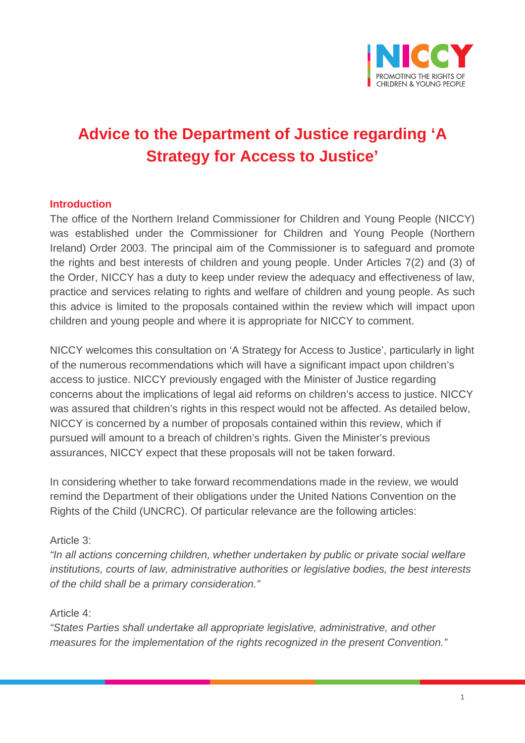# Advice to the Department of Justice regarding 'A Strategy for Access to Justice'

## Introduction

The office of the Northern Ireland Commissioner for Children and Young People (NICCY) was established under the Commissioner for Children and Young People (Northern Ireland) Order 2003. The principal aim of the Commissioner is to safeguard and promote the rights and best interests of children and young people. Under Articles 7(2) and (3) of the Order, NICCY has a duty to keep under review the adequacy and effectiveness of law, practice and services relating to rights and welfare of children and young people. As such this advice is limited to the proposals contained within the review which will impact upon children and young people and where it is appropriate for NICCY to comment.

NICCY welcomes this consultation on 'A Strategy for Access to Justice', particularly in light of the numerous recommendations which will have a significant impact upon children's access to justice. NICCY previously engaged with the Minister of Justice regarding concerns about the implications of legal aid reforms on children's access to justice. NICCY was assured that children's rights in this respect would not be affected. As detailed below, NICCY is concerned by a number of proposals contained within this review, which if pursued will amount to a breach of children's rights. Given the Minister's previous assurances, NICCY expect that these proposals will not be taken forward.

In considering whether to take forward recommendations made in the review, we would remind the Department of their obligations under the United Nations Convention on the Rights of the Child (UNCRC). Of particular relevance are the following articles:

Article 3:
*"In all actions concerning children, whether undertaken by public or private social welfare institutions, courts of law, administrative authorities or legislative bodies, the best interests of the child shall be a primary consideration."*

Article 4:
*"States Parties shall undertake all appropriate legislative, administrative, and other measures for the implementation of the rights recognized in the present Convention."*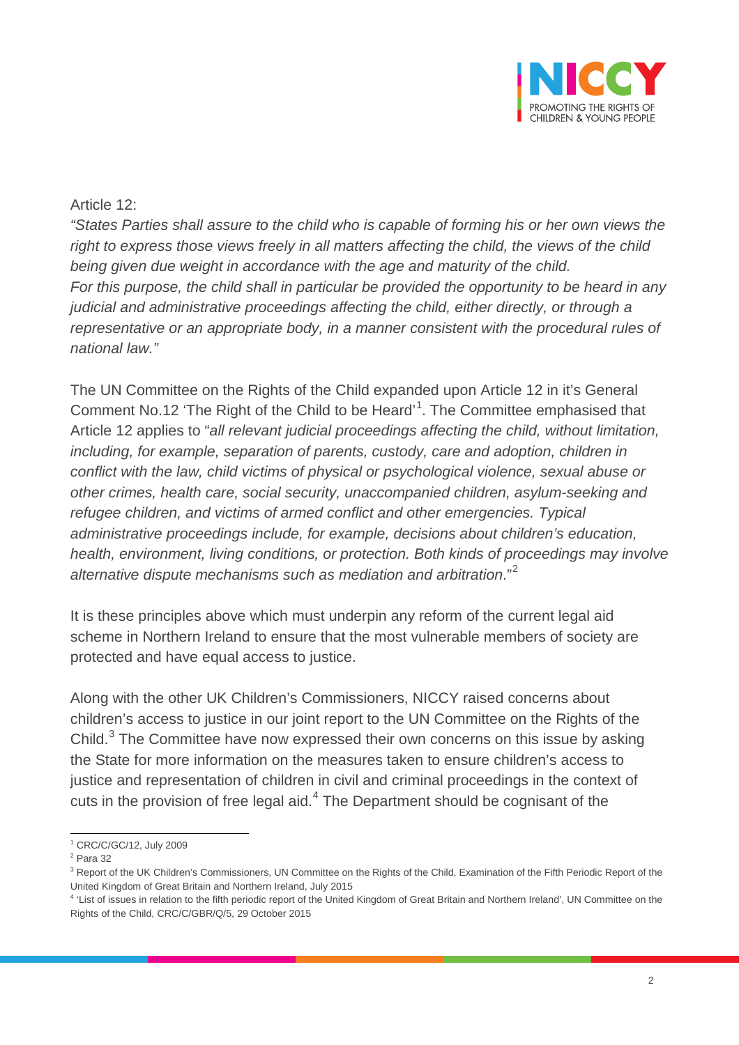Article 12:

*"States Parties shall assure to the child who is capable of forming his or her own views the right to express those views freely in all matters affecting the child, the views of the child being given due weight in accordance with the age and maturity of the child.*
*For this purpose, the child shall in particular be provided the opportunity to be heard in any judicial and administrative proceedings affecting the child, either directly, or through a representative or an appropriate body, in a manner consistent with the procedural rules of national law."*

The UN Committee on the Rights of the Child expanded upon Article 12 in it's General Comment No.12 'The Right of the Child to be Heard'[1]. The Committee emphasised that Article 12 applies to "*all relevant judicial proceedings affecting the child, without limitation, including, for example, separation of parents, custody, care and adoption, children in conflict with the law, child victims of physical or psychological violence, sexual abuse or other crimes, health care, social security, unaccompanied children, asylum-seeking and refugee children, and victims of armed conflict and other emergencies. Typical administrative proceedings include, for example, decisions about children's education, health, environment, living conditions, or protection. Both kinds of proceedings may involve alternative dispute mechanisms such as mediation and arbitration*."[2]

It is these principles above which must underpin any reform of the current legal aid scheme in Northern Ireland to ensure that the most vulnerable members of society are protected and have equal access to justice.

Along with the other UK Children's Commissioners, NICCY raised concerns about children's access to justice in our joint report to the UN Committee on the Rights of the Child.[3] The Committee have now expressed their own concerns on this issue by asking the State for more information on the measures taken to ensure children's access to justice and representation of children in civil and criminal proceedings in the context of cuts in the provision of free legal aid.[4] The Department should be cognisant of the

---

[1] CRC/C/GC/12, July 2009

[2] Para 32

[3] Report of the UK Children's Commissioners, UN Committee on the Rights of the Child, Examination of the Fifth Periodic Report of the United Kingdom of Great Britain and Northern Ireland, July 2015

[4] 'List of issues in relation to the fifth periodic report of the United Kingdom of Great Britain and Northern Ireland', UN Committee on the Rights of the Child, CRC/C/GBR/Q/5, 29 October 2015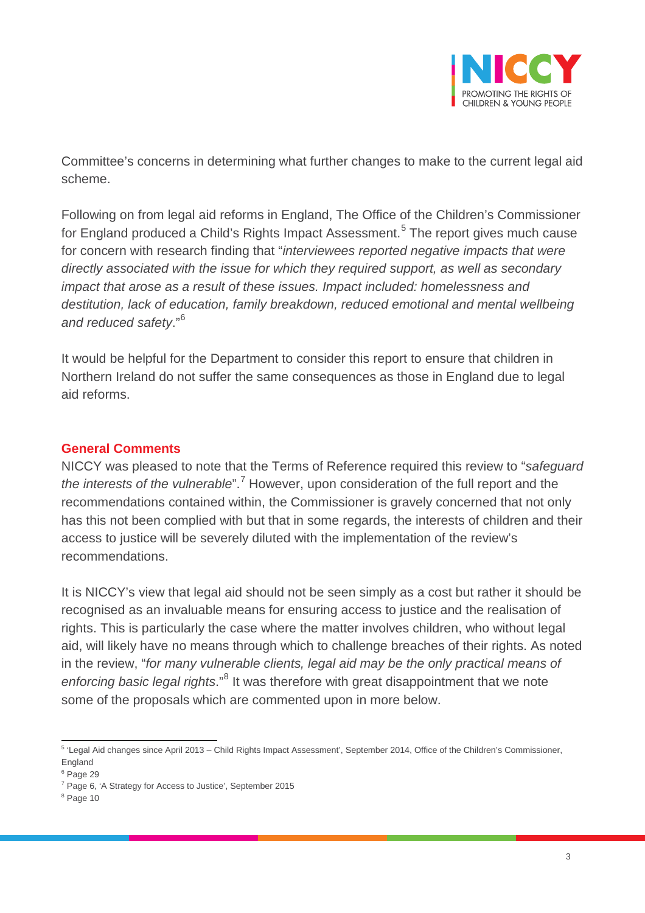Committee's concerns in determining what further changes to make to the current legal aid scheme.

Following on from legal aid reforms in England, The Office of the Children's Commissioner for England produced a Child's Rights Impact Assessment.[5] The report gives much cause for concern with research finding that "*interviewees reported negative impacts that were directly associated with the issue for which they required support, as well as secondary impact that arose as a result of these issues. Impact included: homelessness and destitution, lack of education, family breakdown, reduced emotional and mental wellbeing and reduced safety*."[6]

It would be helpful for the Department to consider this report to ensure that children in Northern Ireland do not suffer the same consequences as those in England due to legal aid reforms.

## General Comments

NICCY was pleased to note that the Terms of Reference required this review to "*safeguard the interests of the vulnerable*".[7] However, upon consideration of the full report and the recommendations contained within, the Commissioner is gravely concerned that not only has this not been complied with but that in some regards, the interests of children and their access to justice will be severely diluted with the implementation of the review's recommendations.

It is NICCY's view that legal aid should not be seen simply as a cost but rather it should be recognised as an invaluable means for ensuring access to justice and the realisation of rights. This is particularly the case where the matter involves children, who without legal aid, will likely have no means through which to challenge breaches of their rights. As noted in the review, "*for many vulnerable clients, legal aid may be the only practical means of enforcing basic legal rights*."[8] It was therefore with great disappointment that we note some of the proposals which are commented upon in more below.

---

[5] 'Legal Aid changes since April 2013 – Child Rights Impact Assessment', September 2014, Office of the Children's Commissioner, England

[6] Page 29

[7] Page 6, 'A Strategy for Access to Justice', September 2015

[8] Page 10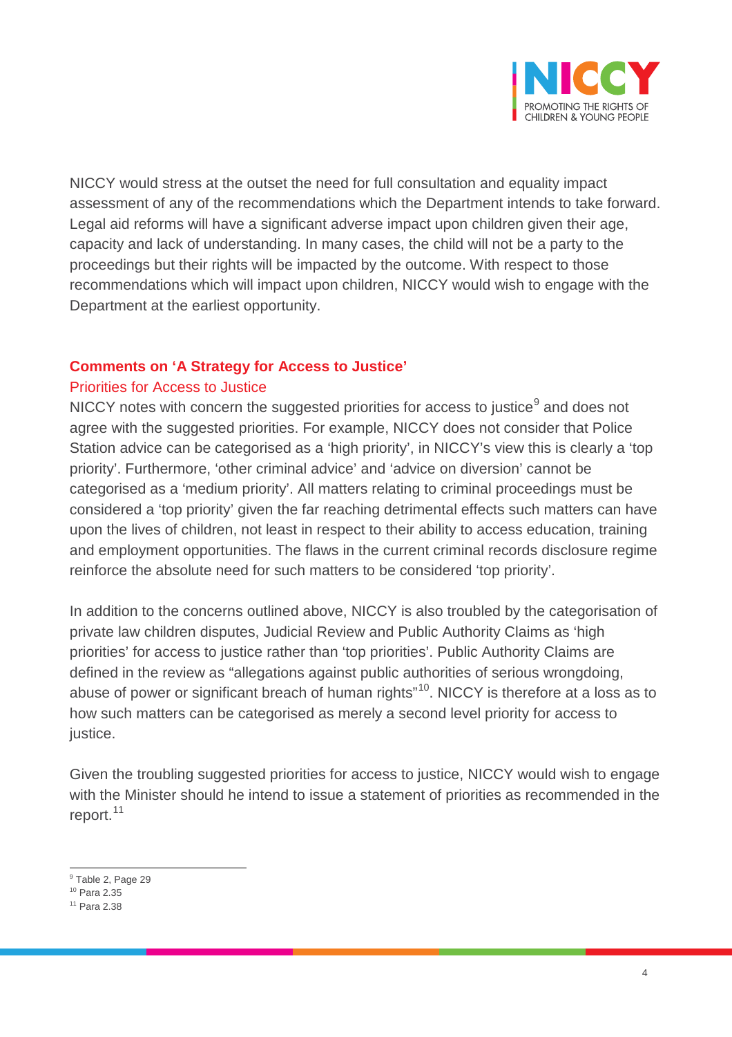NICCY would stress at the outset the need for full consultation and equality impact assessment of any of the recommendations which the Department intends to take forward. Legal aid reforms will have a significant adverse impact upon children given their age, capacity and lack of understanding. In many cases, the child will not be a party to the proceedings but their rights will be impacted by the outcome. With respect to those recommendations which will impact upon children, NICCY would wish to engage with the Department at the earliest opportunity.

## Comments on 'A Strategy for Access to Justice'

### Priorities for Access to Justice

NICCY notes with concern the suggested priorities for access to justice[9] and does not agree with the suggested priorities. For example, NICCY does not consider that Police Station advice can be categorised as a 'high priority', in NICCY's view this is clearly a 'top priority'. Furthermore, 'other criminal advice' and 'advice on diversion' cannot be categorised as a 'medium priority'. All matters relating to criminal proceedings must be considered a 'top priority' given the far reaching detrimental effects such matters can have upon the lives of children, not least in respect to their ability to access education, training and employment opportunities. The flaws in the current criminal records disclosure regime reinforce the absolute need for such matters to be considered 'top priority'.

In addition to the concerns outlined above, NICCY is also troubled by the categorisation of private law children disputes, Judicial Review and Public Authority Claims as 'high priorities' for access to justice rather than 'top priorities'. Public Authority Claims are defined in the review as "allegations against public authorities of serious wrongdoing, abuse of power or significant breach of human rights"[10]. NICCY is therefore at a loss as to how such matters can be categorised as merely a second level priority for access to justice.

Given the troubling suggested priorities for access to justice, NICCY would wish to engage with the Minister should he intend to issue a statement of priorities as recommended in the report.[11]

---

[9] Table 2, Page 29

[10] Para 2.35

[11] Para 2.38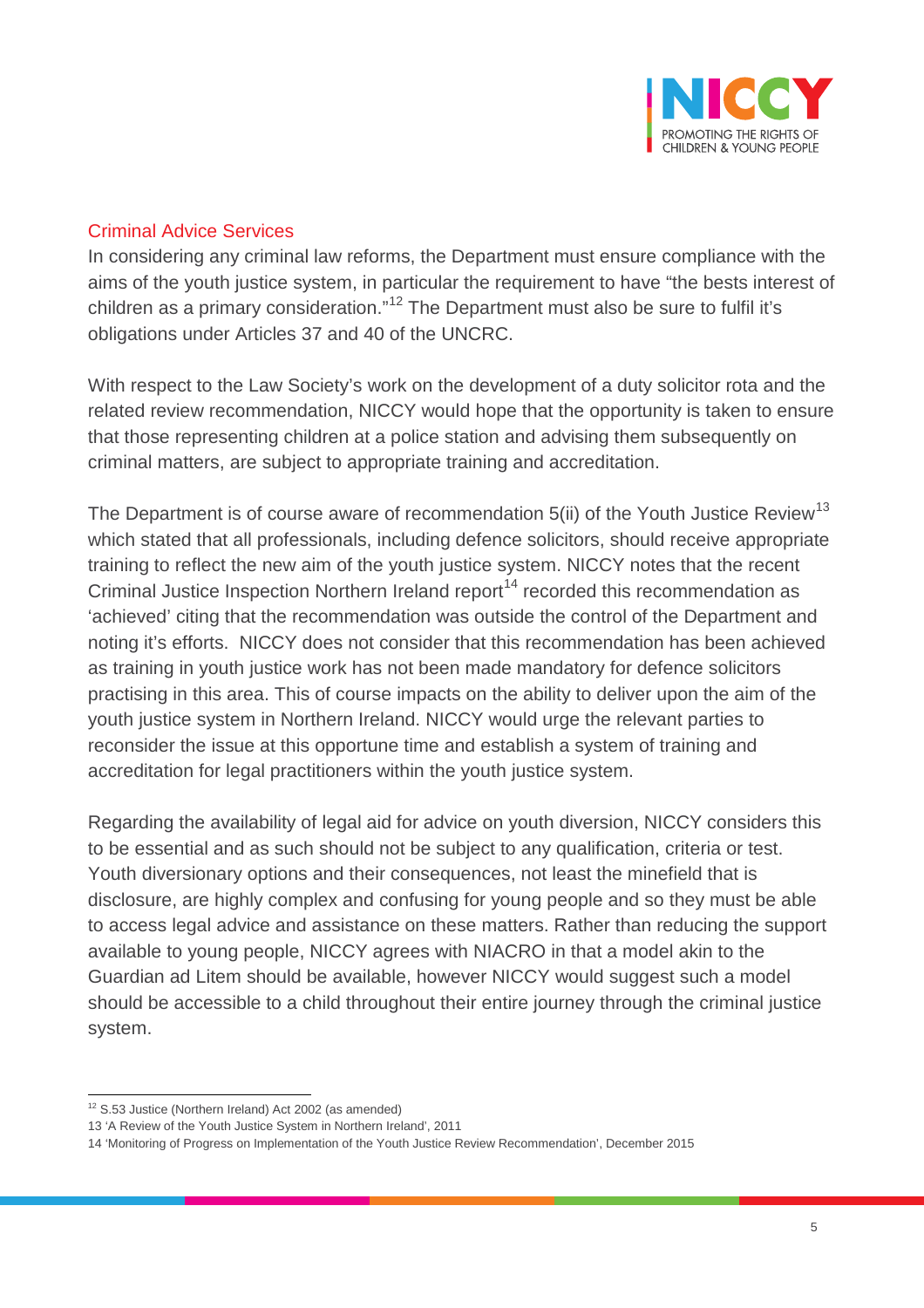## Criminal Advice Services

In considering any criminal law reforms, the Department must ensure compliance with the aims of the youth justice system, in particular the requirement to have "the bests interest of children as a primary consideration."[12] The Department must also be sure to fulfil it's obligations under Articles 37 and 40 of the UNCRC.

With respect to the Law Society's work on the development of a duty solicitor rota and the related review recommendation, NICCY would hope that the opportunity is taken to ensure that those representing children at a police station and advising them subsequently on criminal matters, are subject to appropriate training and accreditation.

The Department is of course aware of recommendation 5(ii) of the Youth Justice Review[13] which stated that all professionals, including defence solicitors, should receive appropriate training to reflect the new aim of the youth justice system. NICCY notes that the recent Criminal Justice Inspection Northern Ireland report[14] recorded this recommendation as 'achieved' citing that the recommendation was outside the control of the Department and noting it's efforts. NICCY does not consider that this recommendation has been achieved as training in youth justice work has not been made mandatory for defence solicitors practising in this area. This of course impacts on the ability to deliver upon the aim of the youth justice system in Northern Ireland. NICCY would urge the relevant parties to reconsider the issue at this opportune time and establish a system of training and accreditation for legal practitioners within the youth justice system.

Regarding the availability of legal aid for advice on youth diversion, NICCY considers this to be essential and as such should not be subject to any qualification, criteria or test. Youth diversionary options and their consequences, not least the minefield that is disclosure, are highly complex and confusing for young people and so they must be able to access legal advice and assistance on these matters. Rather than reducing the support available to young people, NICCY agrees with NIACRO in that a model akin to the Guardian ad Litem should be available, however NICCY would suggest such a model should be accessible to a child throughout their entire journey through the criminal justice system.

---

[12] S.53 Justice (Northern Ireland) Act 2002 (as amended)

13 'A Review of the Youth Justice System in Northern Ireland', 2011

14 'Monitoring of Progress on Implementation of the Youth Justice Review Recommendation', December 2015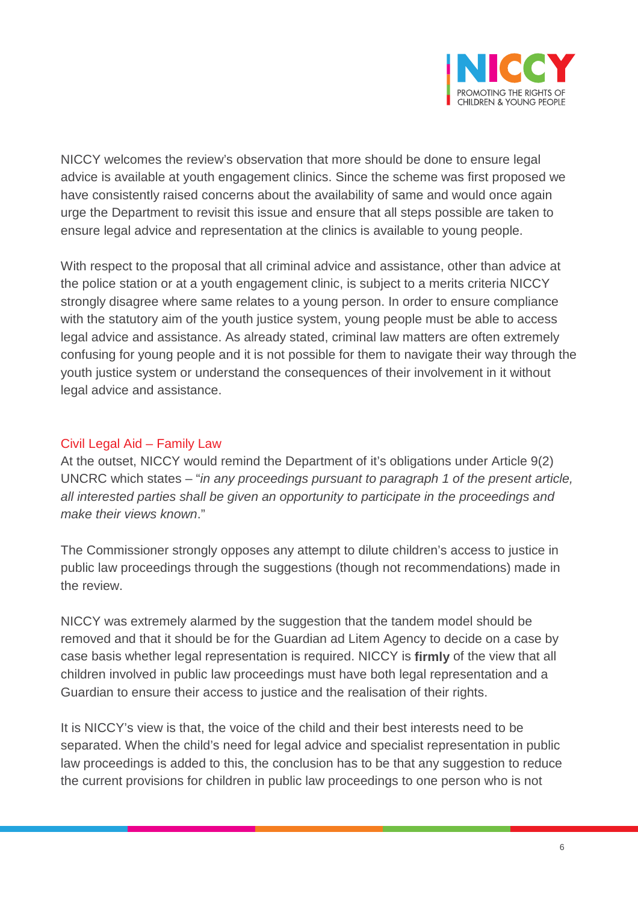NICCY welcomes the review's observation that more should be done to ensure legal advice is available at youth engagement clinics. Since the scheme was first proposed we have consistently raised concerns about the availability of same and would once again urge the Department to revisit this issue and ensure that all steps possible are taken to ensure legal advice and representation at the clinics is available to young people.

With respect to the proposal that all criminal advice and assistance, other than advice at the police station or at a youth engagement clinic, is subject to a merits criteria NICCY strongly disagree where same relates to a young person. In order to ensure compliance with the statutory aim of the youth justice system, young people must be able to access legal advice and assistance. As already stated, criminal law matters are often extremely confusing for young people and it is not possible for them to navigate their way through the youth justice system or understand the consequences of their involvement in it without legal advice and assistance.

## Civil Legal Aid – Family Law

At the outset, NICCY would remind the Department of it's obligations under Article 9(2) UNCRC which states – "*in any proceedings pursuant to paragraph 1 of the present article, all interested parties shall be given an opportunity to participate in the proceedings and make their views known*."

The Commissioner strongly opposes any attempt to dilute children's access to justice in public law proceedings through the suggestions (though not recommendations) made in the review.

NICCY was extremely alarmed by the suggestion that the tandem model should be removed and that it should be for the Guardian ad Litem Agency to decide on a case by case basis whether legal representation is required. NICCY is **firmly** of the view that all children involved in public law proceedings must have both legal representation and a Guardian to ensure their access to justice and the realisation of their rights.

It is NICCY's view is that, the voice of the child and their best interests need to be separated. When the child's need for legal advice and specialist representation in public law proceedings is added to this, the conclusion has to be that any suggestion to reduce the current provisions for children in public law proceedings to one person who is not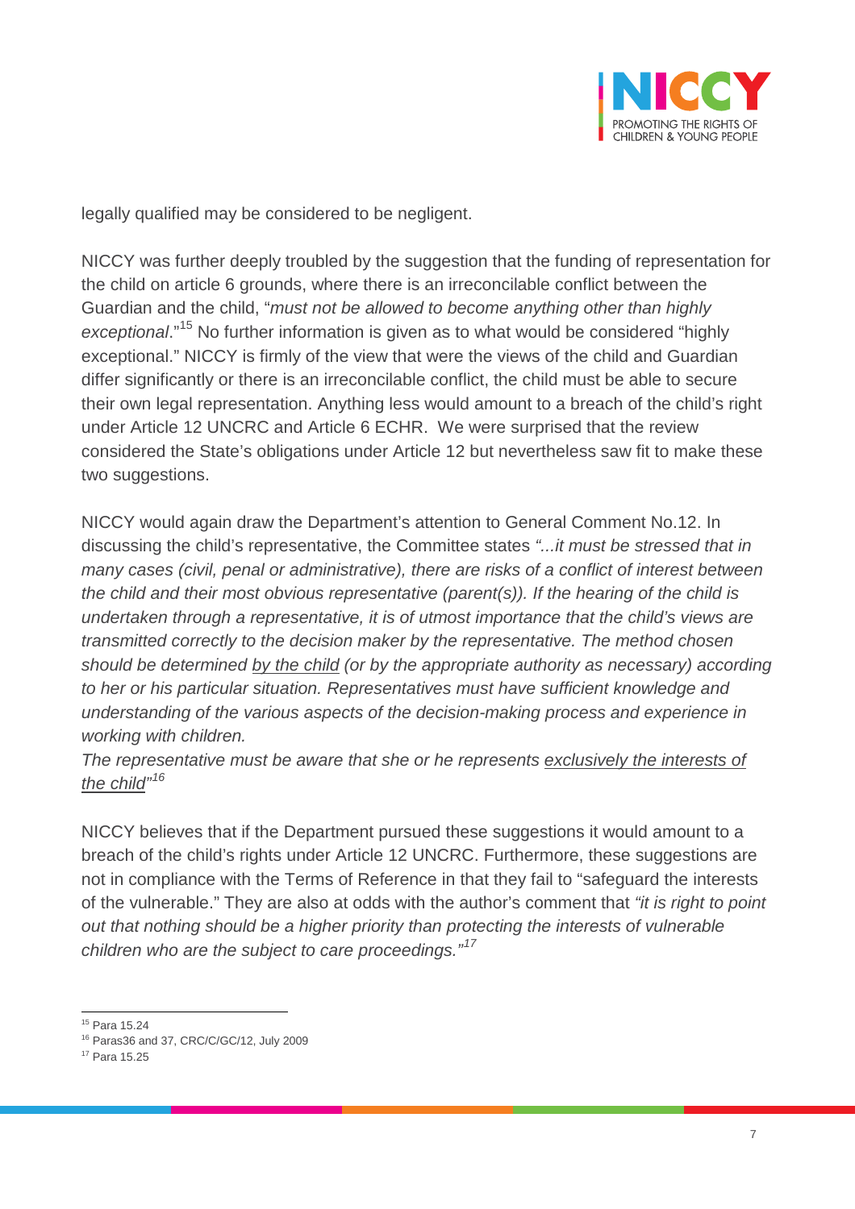legally qualified may be considered to be negligent.

NICCY was further deeply troubled by the suggestion that the funding of representation for the child on article 6 grounds, where there is an irreconcilable conflict between the Guardian and the child, "*must not be allowed to become anything other than highly exceptional*."[15] No further information is given as to what would be considered "highly exceptional." NICCY is firmly of the view that were the views of the child and Guardian differ significantly or there is an irreconcilable conflict, the child must be able to secure their own legal representation. Anything less would amount to a breach of the child's right under Article 12 UNCRC and Article 6 ECHR. We were surprised that the review considered the State's obligations under Article 12 but nevertheless saw fit to make these two suggestions.

NICCY would again draw the Department's attention to General Comment No.12. In discussing the child's representative, the Committee states *"...it must be stressed that in many cases (civil, penal or administrative), there are risks of a conflict of interest between the child and their most obvious representative (parent(s)). If the hearing of the child is undertaken through a representative, it is of utmost importance that the child's views are transmitted correctly to the decision maker by the representative. The method chosen should be determined <u>by the child</u> (or by the appropriate authority as necessary) according to her or his particular situation. Representatives must have sufficient knowledge and understanding of the various aspects of the decision-making process and experience in working with children.*

*The representative must be aware that she or he represents <u>exclusively the interests of the child</u>"*[16]

NICCY believes that if the Department pursued these suggestions it would amount to a breach of the child's rights under Article 12 UNCRC. Furthermore, these suggestions are not in compliance with the Terms of Reference in that they fail to "safeguard the interests of the vulnerable." They are also at odds with the author's comment that *"it is right to point out that nothing should be a higher priority than protecting the interests of vulnerable children who are the subject to care proceedings."*[17]

---

[15] Para 15.24
[16] Paras36 and 37, CRC/C/GC/12, July 2009
[17] Para 15.25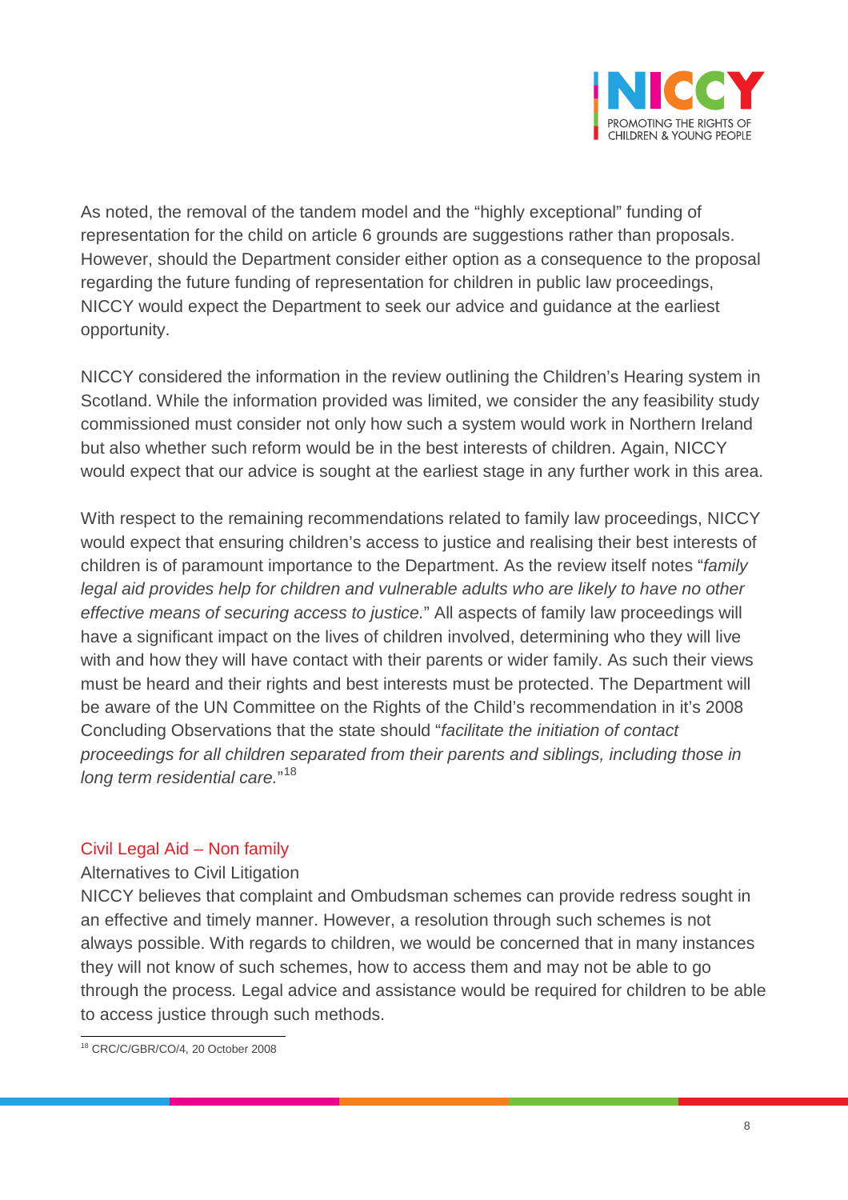As noted, the removal of the tandem model and the "highly exceptional" funding of representation for the child on article 6 grounds are suggestions rather than proposals. However, should the Department consider either option as a consequence to the proposal regarding the future funding of representation for children in public law proceedings, NICCY would expect the Department to seek our advice and guidance at the earliest opportunity.

NICCY considered the information in the review outlining the Children's Hearing system in Scotland. While the information provided was limited, we consider the any feasibility study commissioned must consider not only how such a system would work in Northern Ireland but also whether such reform would be in the best interests of children. Again, NICCY would expect that our advice is sought at the earliest stage in any further work in this area.

With respect to the remaining recommendations related to family law proceedings, NICCY would expect that ensuring children's access to justice and realising their best interests of children is of paramount importance to the Department. As the review itself notes "*family legal aid provides help for children and vulnerable adults who are likely to have no other effective means of securing access to justice.*" All aspects of family law proceedings will have a significant impact on the lives of children involved, determining who they will live with and how they will have contact with their parents or wider family. As such their views must be heard and their rights and best interests must be protected. The Department will be aware of the UN Committee on the Rights of the Child's recommendation in it's 2008 Concluding Observations that the state should "*facilitate the initiation of contact proceedings for all children separated from their parents and siblings, including those in long term residential care.*"[18]

## Civil Legal Aid – Non family

Alternatives to Civil Litigation

NICCY believes that complaint and Ombudsman schemes can provide redress sought in an effective and timely manner. However, a resolution through such schemes is not always possible. With regards to children, we would be concerned that in many instances they will not know of such schemes, how to access them and may not be able to go through the process. Legal advice and assistance would be required for children to be able to access justice through such methods.

[18] CRC/C/GBR/CO/4, 20 October 2008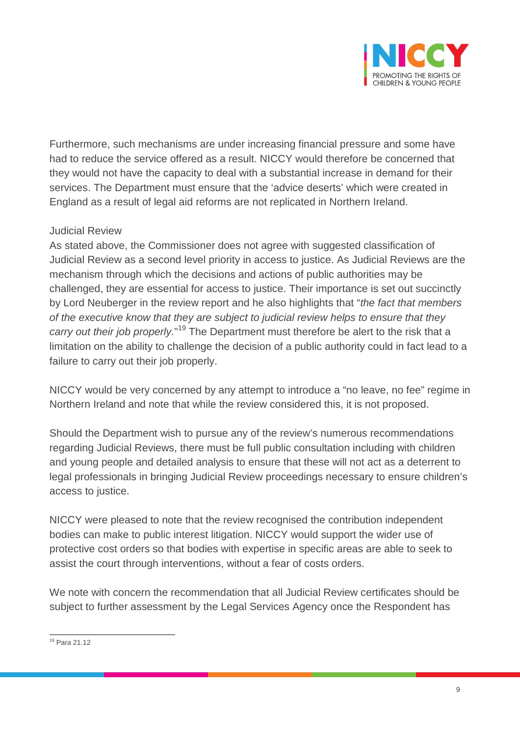Furthermore, such mechanisms are under increasing financial pressure and some have had to reduce the service offered as a result. NICCY would therefore be concerned that they would not have the capacity to deal with a substantial increase in demand for their services. The Department must ensure that the 'advice deserts' which were created in England as a result of legal aid reforms are not replicated in Northern Ireland.

Judicial Review

As stated above, the Commissioner does not agree with suggested classification of Judicial Review as a second level priority in access to justice. As Judicial Reviews are the mechanism through which the decisions and actions of public authorities may be challenged, they are essential for access to justice. Their importance is set out succinctly by Lord Neuberger in the review report and he also highlights that "*the fact that members of the executive know that they are subject to judicial review helps to ensure that they carry out their job properly.*"[19] The Department must therefore be alert to the risk that a limitation on the ability to challenge the decision of a public authority could in fact lead to a failure to carry out their job properly.

NICCY would be very concerned by any attempt to introduce a "no leave, no fee" regime in Northern Ireland and note that while the review considered this, it is not proposed.

Should the Department wish to pursue any of the review's numerous recommendations regarding Judicial Reviews, there must be full public consultation including with children and young people and detailed analysis to ensure that these will not act as a deterrent to legal professionals in bringing Judicial Review proceedings necessary to ensure children's access to justice.

NICCY were pleased to note that the review recognised the contribution independent bodies can make to public interest litigation. NICCY would support the wider use of protective cost orders so that bodies with expertise in specific areas are able to seek to assist the court through interventions, without a fear of costs orders.

We note with concern the recommendation that all Judicial Review certificates should be subject to further assessment by the Legal Services Agency once the Respondent has

---

[19] Para 21.12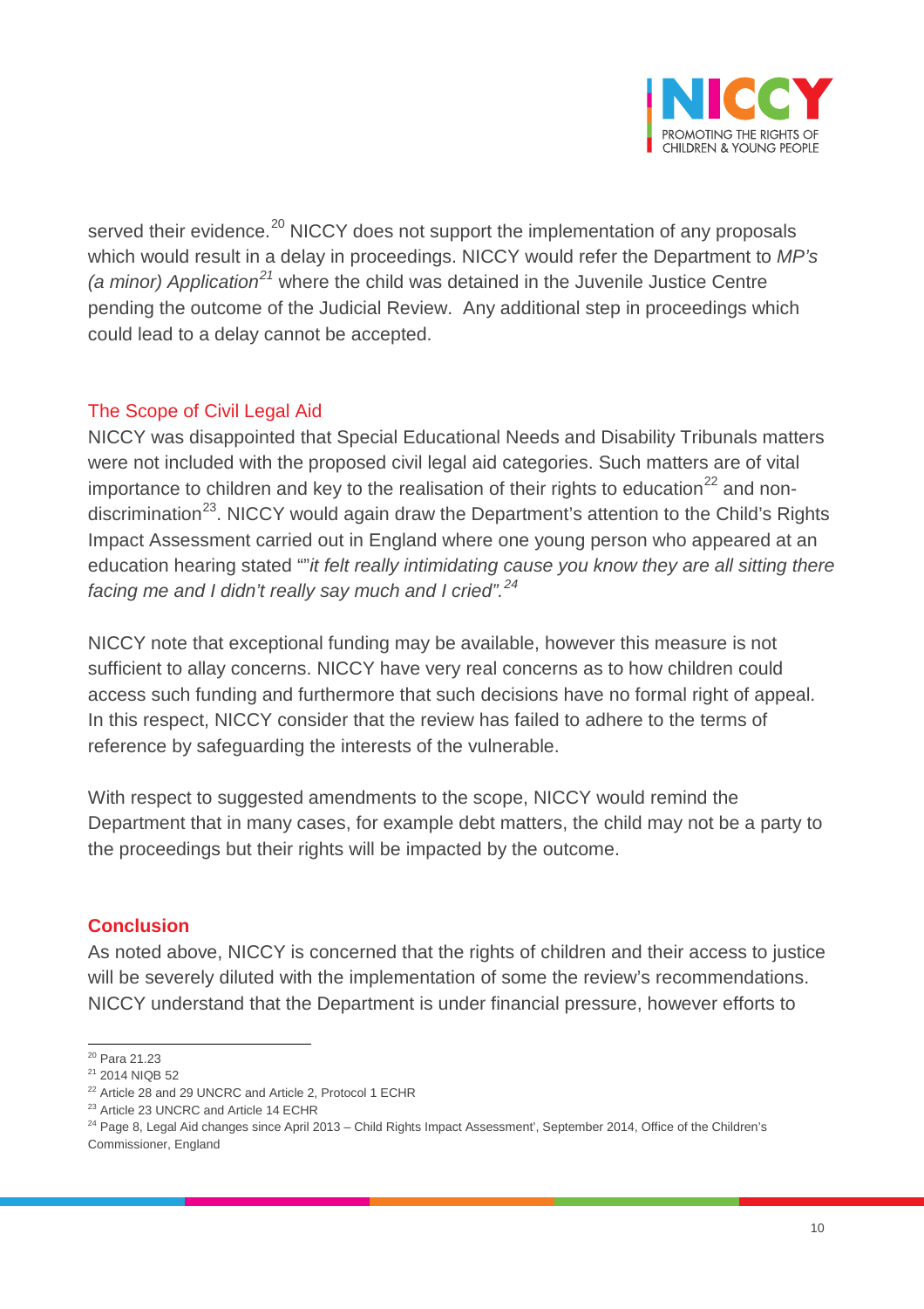served their evidence.[20] NICCY does not support the implementation of any proposals which would result in a delay in proceedings. NICCY would refer the Department to *MP's (a minor) Application*[21] where the child was detained in the Juvenile Justice Centre pending the outcome of the Judicial Review. Any additional step in proceedings which could lead to a delay cannot be accepted.

## The Scope of Civil Legal Aid

NICCY was disappointed that Special Educational Needs and Disability Tribunals matters were not included with the proposed civil legal aid categories. Such matters are of vital importance to children and key to the realisation of their rights to education[22] and non-discrimination[23]. NICCY would again draw the Department's attention to the Child's Rights Impact Assessment carried out in England where one young person who appeared at an education hearing stated ""*it felt really intimidating cause you know they are all sitting there facing me and I didn't really say much and I cried".*[24]

NICCY note that exceptional funding may be available, however this measure is not sufficient to allay concerns. NICCY have very real concerns as to how children could access such funding and furthermore that such decisions have no formal right of appeal. In this respect, NICCY consider that the review has failed to adhere to the terms of reference by safeguarding the interests of the vulnerable.

With respect to suggested amendments to the scope, NICCY would remind the Department that in many cases, for example debt matters, the child may not be a party to the proceedings but their rights will be impacted by the outcome.

## Conclusion

As noted above, NICCY is concerned that the rights of children and their access to justice will be severely diluted with the implementation of some the review's recommendations. NICCY understand that the Department is under financial pressure, however efforts to

---

[20] Para 21.23

[21] 2014 NIQB 52

[22] Article 28 and 29 UNCRC and Article 2, Protocol 1 ECHR

[23] Article 23 UNCRC and Article 14 ECHR

[24] Page 8, Legal Aid changes since April 2013 – Child Rights Impact Assessment', September 2014, Office of the Children's Commissioner, England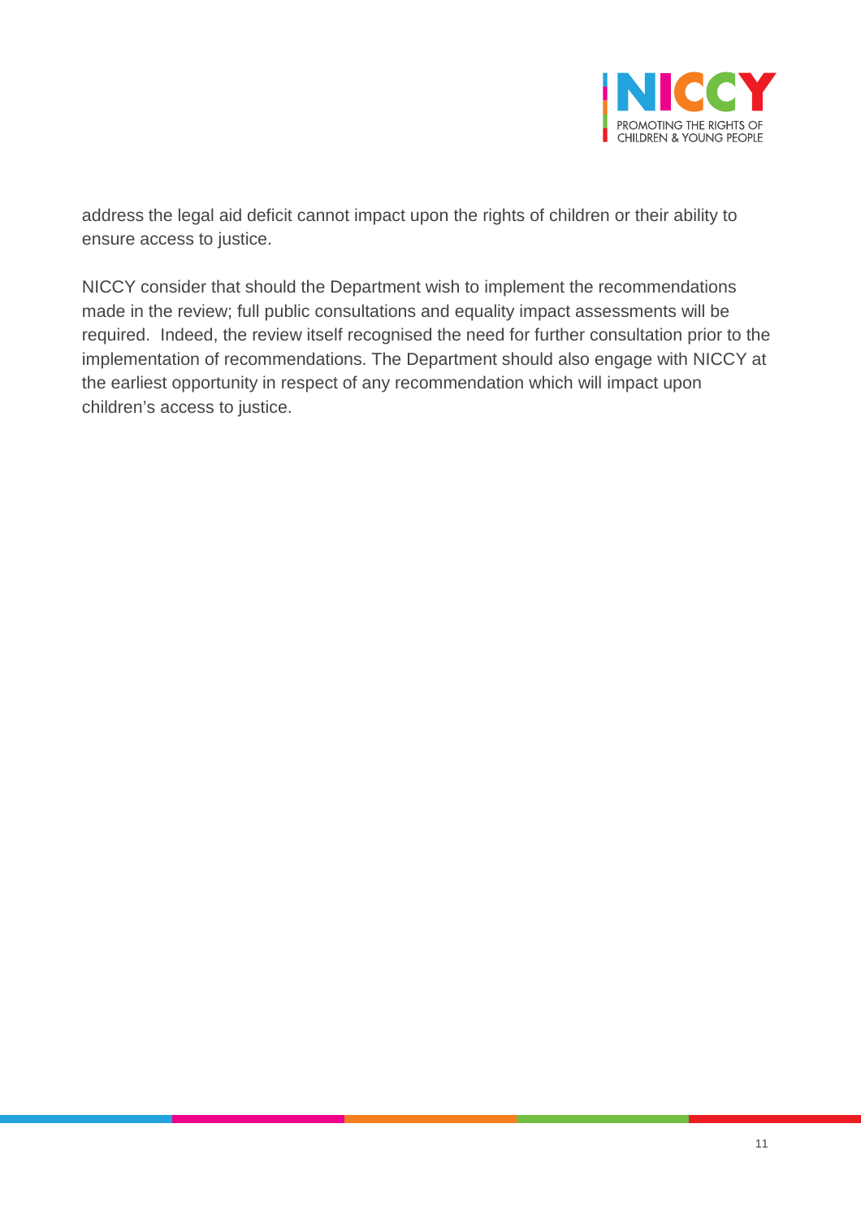address the legal aid deficit cannot impact upon the rights of children or their ability to ensure access to justice.

NICCY consider that should the Department wish to implement the recommendations made in the review; full public consultations and equality impact assessments will be required. Indeed, the review itself recognised the need for further consultation prior to the implementation of recommendations. The Department should also engage with NICCY at the earliest opportunity in respect of any recommendation which will impact upon children's access to justice.